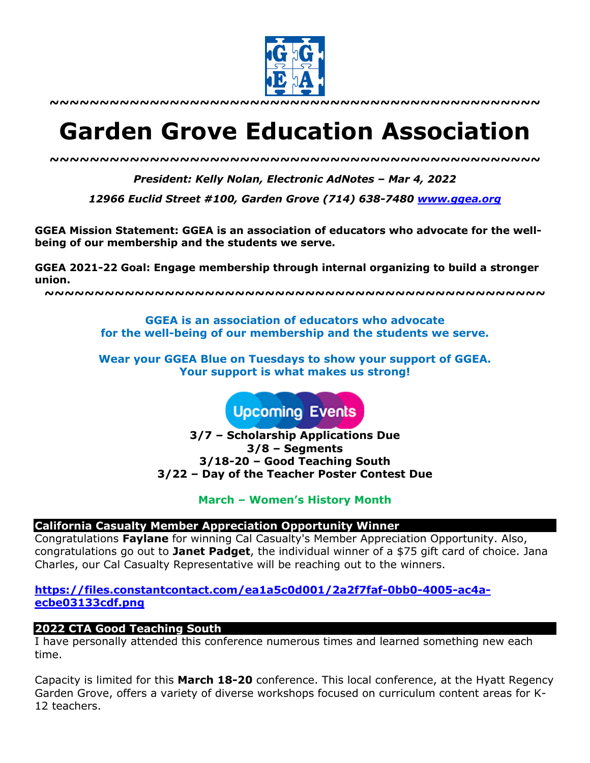~~~~~~~~~~~~~~~~~~~~~~~~~~~~~~~~~~~~~~~~~~~~~~~~

# Garden Grove Education Association

~~~~~~~~~~~~~~~~~~~~~~~~~~~~~~~~~~~~~~~~~~~~~~~~

***President: Kelly Nolan, Electronic AdNotes – Mar 4, 2022***

***12966 Euclid Street #100, Garden Grove (714) 638-7480 [www.ggea.org](http://www.ggea.org)***

**GGEA Mission Statement: GGEA is an association of educators who advocate for the well-being of our membership and the students we serve.**

**GGEA 2021-22 Goal: Engage membership through internal organizing to build a stronger union.**

~~~~~~~~~~~~~~~~~~~~~~~~~~~~~~~~~~~~~~~~~~~~~~~~

**GGEA is an association of educators who advocate for the well-being of our membership and the students we serve.**

**Wear your GGEA Blue on Tuesdays to show your support of GGEA. Your support is what makes us strong!**

Upcoming Events

**3/7 – Scholarship Applications Due**
**3/8 – Segments**
**3/18-20 – Good Teaching South**
**3/22 – Day of the Teacher Poster Contest Due**

**March – Women's History Month**

## California Casualty Member Appreciation Opportunity Winner

Congratulations **Faylane** for winning Cal Casualty's Member Appreciation Opportunity. Also, congratulations go out to **Janet Padget**, the individual winner of a $75 gift card of choice. Jana Charles, our Cal Casualty Representative will be reaching out to the winners.

**https://files.constantcontact.com/ea1a5c0d001/2a2f7faf-0bb0-4005-ac4a-ecbe03133cdf.png**

## 2022 CTA Good Teaching South

I have personally attended this conference numerous times and learned something new each time.

Capacity is limited for this **March 18-20** conference. This local conference, at the Hyatt Regency Garden Grove, offers a variety of diverse workshops focused on curriculum content areas for K-12 teachers.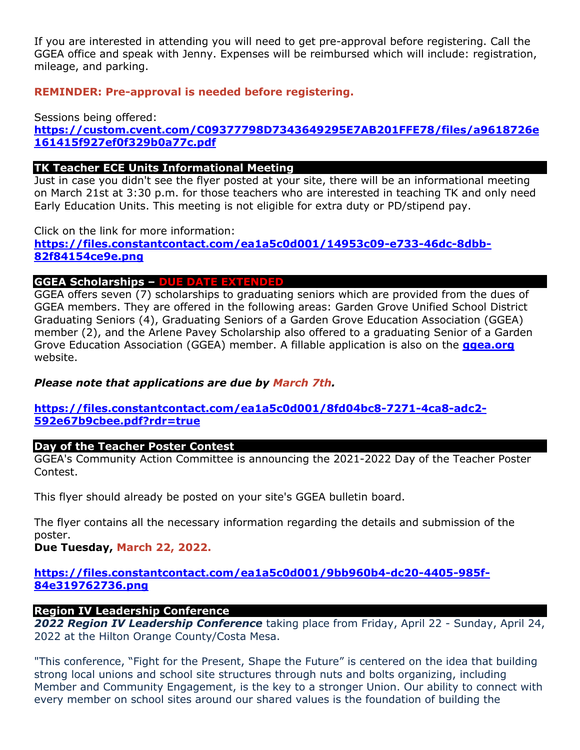If you are interested in attending you will need to get pre-approval before registering. Call the GGEA office and speak with Jenny. Expenses will be reimbursed which will include: registration, mileage, and parking.

**REMINDER: Pre-approval is needed before registering.**

Sessions being offered:
**https://custom.cvent.com/C09377798D7343649295E7AB201FFE78/files/a9618726e161415f927ef0f329b0a77c.pdf**

## TK Teacher ECE Units Informational Meeting

Just in case you didn't see the flyer posted at your site, there will be an informational meeting on March 21st at 3:30 p.m. for those teachers who are interested in teaching TK and only need Early Education Units. This meeting is not eligible for extra duty or PD/stipend pay.

Click on the link for more information:
**https://files.constantcontact.com/ea1a5c0d001/14953c09-e733-46dc-8dbb-82f84154ce9e.png**

## GGEA Scholarships – DUE DATE EXTENDED

GGEA offers seven (7) scholarships to graduating seniors which are provided from the dues of GGEA members. They are offered in the following areas: Garden Grove Unified School District Graduating Seniors (4), Graduating Seniors of a Garden Grove Education Association (GGEA) member (2), and the Arlene Pavey Scholarship also offered to a graduating Senior of a Garden Grove Education Association (GGEA) member. A fillable application is also on the **ggea.org** website.

***Please note that applications are due by March 7th.***

**https://files.constantcontact.com/ea1a5c0d001/8fd04bc8-7271-4ca8-adc2-592e67b9cbee.pdf?rdr=true**

## Day of the Teacher Poster Contest

GGEA's Community Action Committee is announcing the 2021-2022 Day of the Teacher Poster Contest.

This flyer should already be posted on your site's GGEA bulletin board.

The flyer contains all the necessary information regarding the details and submission of the poster.
**Due Tuesday, March 22, 2022.**

**https://files.constantcontact.com/ea1a5c0d001/9bb960b4-dc20-4405-985f-84e319762736.png**

## Region IV Leadership Conference

***2022 Region IV Leadership Conference*** taking place from Friday, April 22 - Sunday, April 24, 2022 at the Hilton Orange County/Costa Mesa.

"This conference, "Fight for the Present, Shape the Future" is centered on the idea that building strong local unions and school site structures through nuts and bolts organizing, including Member and Community Engagement, is the key to a stronger Union. Our ability to connect with every member on school sites around our shared values is the foundation of building the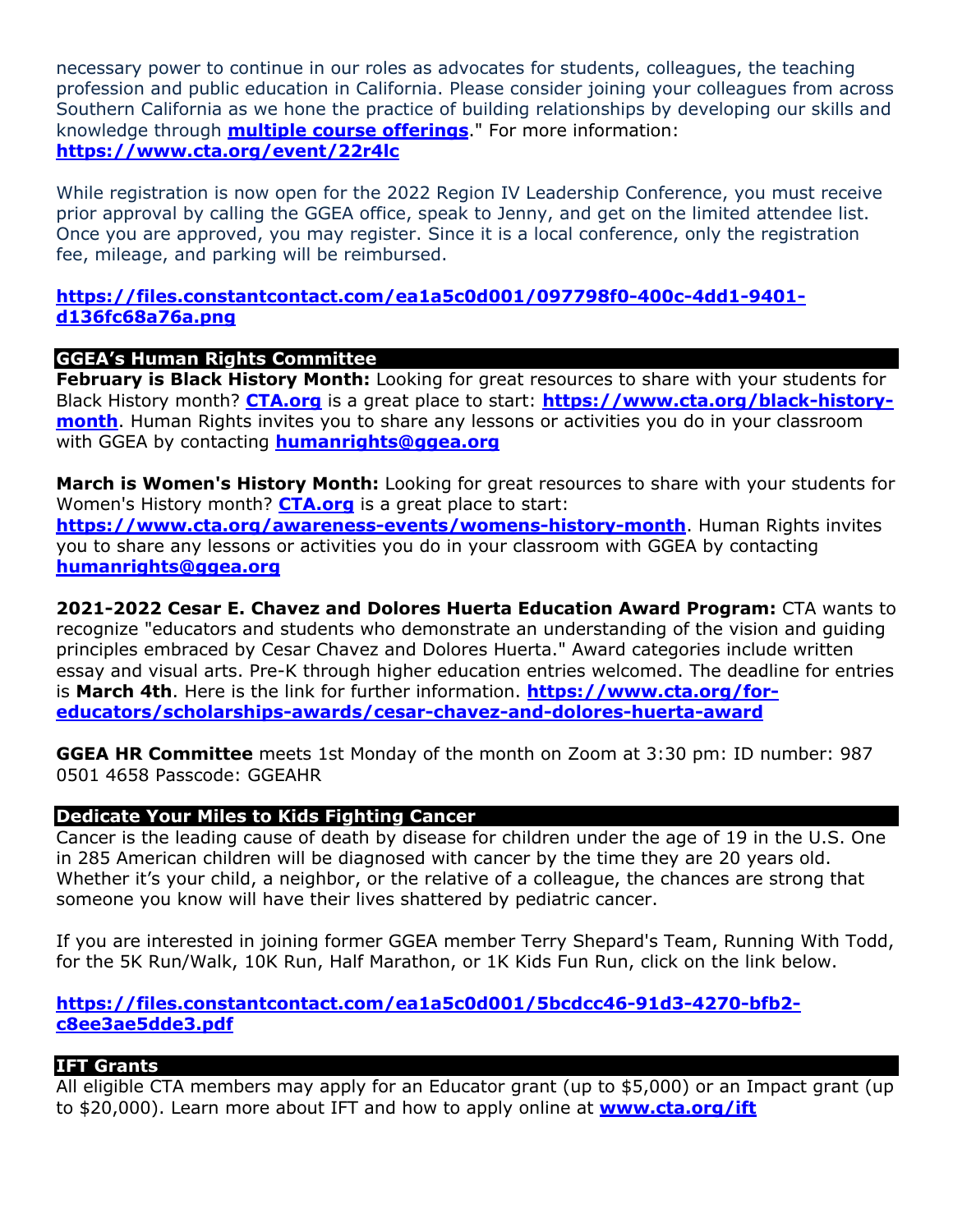necessary power to continue in our roles as advocates for students, colleagues, the teaching profession and public education in California. Please consider joining your colleagues from across Southern California as we hone the practice of building relationships by developing our skills and knowledge through **multiple course offerings**." For more information: **https://www.cta.org/event/22r4lc**

While registration is now open for the 2022 Region IV Leadership Conference, you must receive prior approval by calling the GGEA office, speak to Jenny, and get on the limited attendee list. Once you are approved, you may register. Since it is a local conference, only the registration fee, mileage, and parking will be reimbursed.

**https://files.constantcontact.com/ea1a5c0d001/097798f0-400c-4dd1-9401-d136fc68a76a.png**

## GGEA's Human Rights Committee

**February is Black History Month:** Looking for great resources to share with your students for Black History month? **CTA.org** is a great place to start: **https://www.cta.org/black-history-month**. Human Rights invites you to share any lessons or activities you do in your classroom with GGEA by contacting **humanrights@ggea.org**

**March is Women's History Month:** Looking for great resources to share with your students for Women's History month? **CTA.org** is a great place to start: **https://www.cta.org/awareness-events/womens-history-month**. Human Rights invites you to share any lessons or activities you do in your classroom with GGEA by contacting **humanrights@ggea.org**

**2021-2022 Cesar E. Chavez and Dolores Huerta Education Award Program:** CTA wants to recognize "educators and students who demonstrate an understanding of the vision and guiding principles embraced by Cesar Chavez and Dolores Huerta." Award categories include written essay and visual arts. Pre-K through higher education entries welcomed. The deadline for entries is **March 4th**. Here is the link for further information. **https://www.cta.org/for-educators/scholarships-awards/cesar-chavez-and-dolores-huerta-award**

**GGEA HR Committee** meets 1st Monday of the month on Zoom at 3:30 pm: ID number: 987 0501 4658 Passcode: GGEAHR

## Dedicate Your Miles to Kids Fighting Cancer

Cancer is the leading cause of death by disease for children under the age of 19 in the U.S. One in 285 American children will be diagnosed with cancer by the time they are 20 years old. Whether it's your child, a neighbor, or the relative of a colleague, the chances are strong that someone you know will have their lives shattered by pediatric cancer.

If you are interested in joining former GGEA member Terry Shepard's Team, Running With Todd, for the 5K Run/Walk, 10K Run, Half Marathon, or 1K Kids Fun Run, click on the link below.

**https://files.constantcontact.com/ea1a5c0d001/5bcdcc46-91d3-4270-bfb2-c8ee3ae5dde3.pdf**

## IFT Grants

All eligible CTA members may apply for an Educator grant (up to $5,000) or an Impact grant (up to $20,000). Learn more about IFT and how to apply online at **www.cta.org/ift**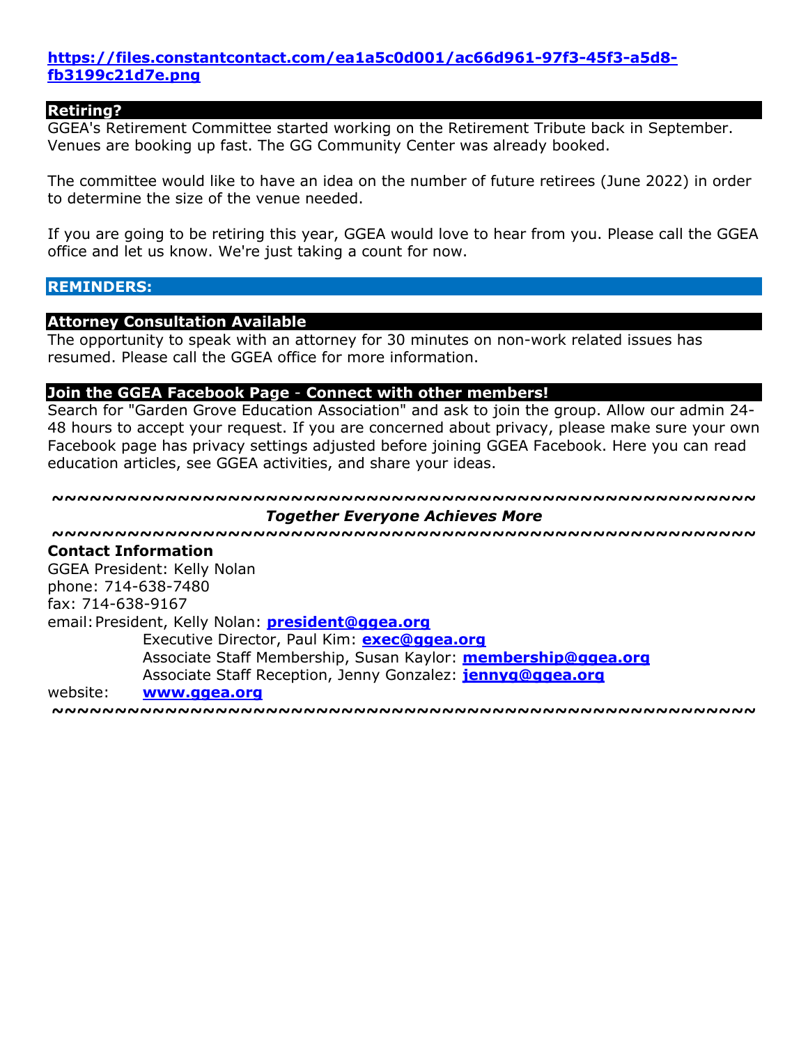[**https://files.constantcontact.com/ea1a5c0d001/ac66d961-97f3-45f3-a5d8-fb3199c21d7e.png**](https://files.constantcontact.com/ea1a5c0d001/ac66d961-97f3-45f3-a5d8-fb3199c21d7e.png)

## Retiring?

GGEA's Retirement Committee started working on the Retirement Tribute back in September. Venues are booking up fast. The GG Community Center was already booked.

The committee would like to have an idea on the number of future retirees (June 2022) in order to determine the size of the venue needed.

If you are going to be retiring this year, GGEA would love to hear from you. Please call the GGEA office and let us know. We're just taking a count for now.

## REMINDERS:

### Attorney Consultation Available

The opportunity to speak with an attorney for 30 minutes on non-work related issues has resumed. Please call the GGEA office for more information.

### Join the GGEA Facebook Page - Connect with other members!

Search for "Garden Grove Education Association" and ask to join the group. Allow our admin 24-48 hours to accept your request. If you are concerned about privacy, please make sure your own Facebook page has privacy settings adjusted before joining GGEA Facebook. Here you can read education articles, see GGEA activities, and share your ideas.

**~~~~~~~~~~~~~~~~~~~~~~~~~~~~~~~~~~~~~~~~~~~~~~~~~~~~~~~**

***Together Everyone Achieves More***

**~~~~~~~~~~~~~~~~~~~~~~~~~~~~~~~~~~~~~~~~~~~~~~~~~~~~~~~**

**Contact Information**

GGEA President: Kelly Nolan
phone: 714-638-7480
fax: 714-638-9167
email: President, Kelly Nolan: **president@ggea.org**
Executive Director, Paul Kim: **exec@ggea.org**
Associate Staff Membership, Susan Kaylor: **membership@ggea.org**
Associate Staff Reception, Jenny Gonzalez: **jennyg@ggea.org**
website: **www.ggea.org**

**~~~~~~~~~~~~~~~~~~~~~~~~~~~~~~~~~~~~~~~~~~~~~~~~~~~~~~~**